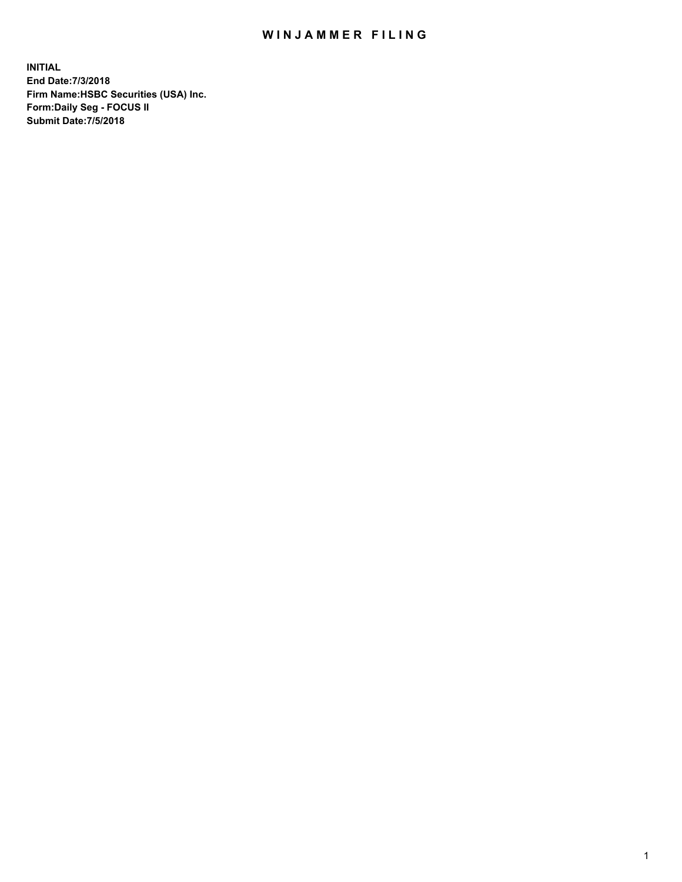# WINJAMMER FILING

**INITIAL**
**End Date:7/3/2018**
**Firm Name:HSBC Securities (USA) Inc.**
**Form:Daily Seg - FOCUS II**
**Submit Date:7/5/2018**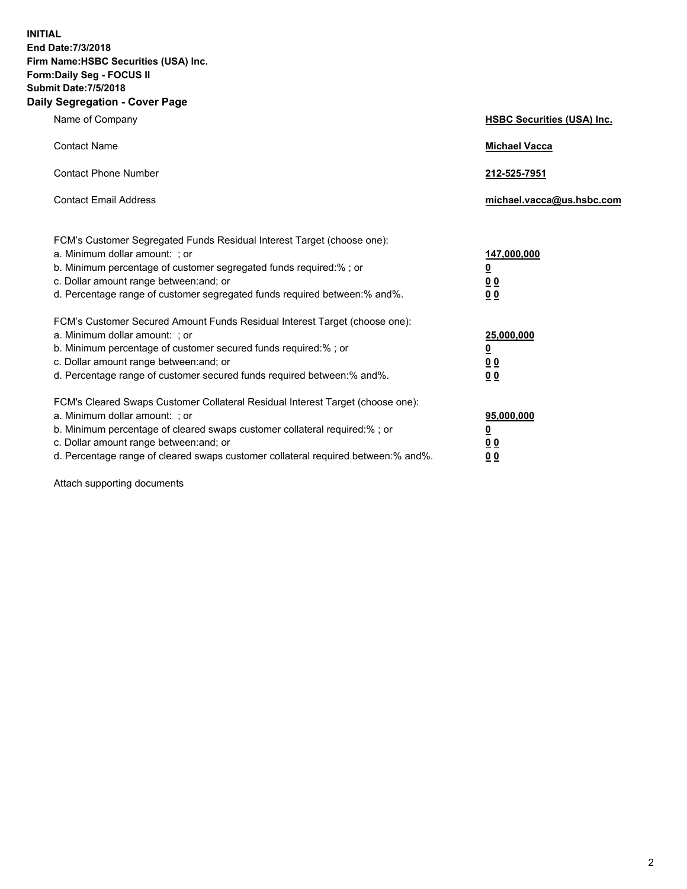**INITIAL**
**End Date:7/3/2018**
**Firm Name:HSBC Securities (USA) Inc.**
**Form:Daily Seg - FOCUS II**
**Submit Date:7/5/2018**

## Daily Segregation - Cover Page

| | |
|---|---|
| Name of Company | **HSBC Securities (USA) Inc.** |
| Contact Name | **Michael Vacca** |
| Contact Phone Number | **212-525-7951** |
| Contact Email Address | **michael.vacca@us.hsbc.com** |

| | |
|---|---|
| FCM's Customer Segregated Funds Residual Interest Target (choose one): | |
| a. Minimum dollar amount: ; or | **147,000,000** |
| b. Minimum percentage of customer segregated funds required:% ; or | **0** |
| c. Dollar amount range between:and; or | **0 0** |
| d. Percentage range of customer segregated funds required between:% and%. | **0 0** |
| FCM's Customer Secured Amount Funds Residual Interest Target (choose one): | |
| a. Minimum dollar amount: ; or | **25,000,000** |
| b. Minimum percentage of customer secured funds required:% ; or | **0** |
| c. Dollar amount range between:and; or | **0 0** |
| d. Percentage range of customer secured funds required between:% and%. | **0 0** |
| FCM's Cleared Swaps Customer Collateral Residual Interest Target (choose one): | |
| a. Minimum dollar amount: ; or | **95,000,000** |
| b. Minimum percentage of cleared swaps customer collateral required:% ; or | **0** |
| c. Dollar amount range between:and; or | **0 0** |
| d. Percentage range of cleared swaps customer collateral required between:% and%. | **0 0** |

Attach supporting documents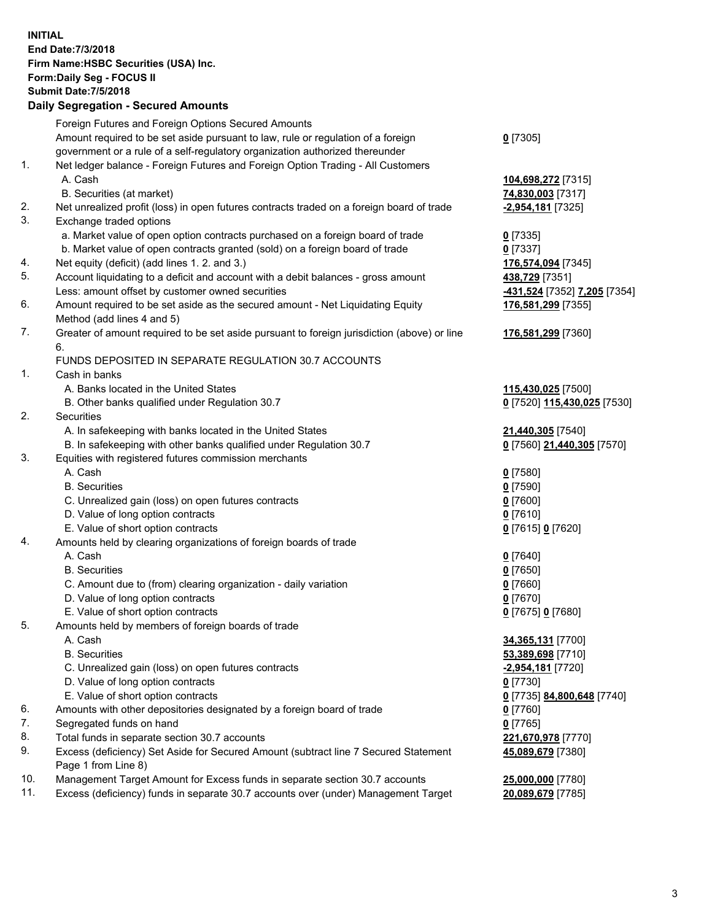**INITIAL**
**End Date:7/3/2018**
**Firm Name:HSBC Securities (USA) Inc.**
**Form:Daily Seg - FOCUS II**
**Submit Date:7/5/2018**

## Daily Segregation - Secured Amounts

| | | |
|---|---|---|
| | Foreign Futures and Foreign Options Secured Amounts | |
| | Amount required to be set aside pursuant to law, rule or regulation of a foreign government or a rule of a self-regulatory organization authorized thereunder | **0** [7305] |
| 1. | Net ledger balance - Foreign Futures and Foreign Option Trading - All Customers | |
| | A. Cash | **104,698,272** [7315] |
| | B. Securities (at market) | **74,830,003** [7317] |
| 2. | Net unrealized profit (loss) in open futures contracts traded on a foreign board of trade | **-2,954,181** [7325] |
| 3. | Exchange traded options | |
| | a. Market value of open option contracts purchased on a foreign board of trade | **0** [7335] |
| | b. Market value of open contracts granted (sold) on a foreign board of trade | **0** [7337] |
| 4. | Net equity (deficit) (add lines 1. 2. and 3.) | **176,574,094** [7345] |
| 5. | Account liquidating to a deficit and account with a debit balances - gross amount | **438,729** [7351] |
| | Less: amount offset by customer owned securities | **-431,524** [7352] **7,205** [7354] |
| 6. | Amount required to be set aside as the secured amount - Net Liquidating Equity Method (add lines 4 and 5) | **176,581,299** [7355] |
| 7. | Greater of amount required to be set aside pursuant to foreign jurisdiction (above) or line 6. | **176,581,299** [7360] |
| | FUNDS DEPOSITED IN SEPARATE REGULATION 30.7 ACCOUNTS | |
| 1. | Cash in banks | |
| | A. Banks located in the United States | **115,430,025** [7500] |
| | B. Other banks qualified under Regulation 30.7 | **0** [7520] **115,430,025** [7530] |
| 2. | Securities | |
| | A. In safekeeping with banks located in the United States | **21,440,305** [7540] |
| | B. In safekeeping with other banks qualified under Regulation 30.7 | **0** [7560] **21,440,305** [7570] |
| 3. | Equities with registered futures commission merchants | |
| | A. Cash | **0** [7580] |
| | B. Securities | **0** [7590] |
| | C. Unrealized gain (loss) on open futures contracts | **0** [7600] |
| | D. Value of long option contracts | **0** [7610] |
| | E. Value of short option contracts | **0** [7615] **0** [7620] |
| 4. | Amounts held by clearing organizations of foreign boards of trade | |
| | A. Cash | **0** [7640] |
| | B. Securities | **0** [7650] |
| | C. Amount due to (from) clearing organization - daily variation | **0** [7660] |
| | D. Value of long option contracts | **0** [7670] |
| | E. Value of short option contracts | **0** [7675] **0** [7680] |
| 5. | Amounts held by members of foreign boards of trade | |
| | A. Cash | **34,365,131** [7700] |
| | B. Securities | **53,389,698** [7710] |
| | C. Unrealized gain (loss) on open futures contracts | **-2,954,181** [7720] |
| | D. Value of long option contracts | **0** [7730] |
| | E. Value of short option contracts | **0** [7735] **84,800,648** [7740] |
| 6. | Amounts with other depositories designated by a foreign board of trade | **0** [7760] |
| 7. | Segregated funds on hand | **0** [7765] |
| 8. | Total funds in separate section 30.7 accounts | **221,670,978** [7770] |
| 9. | Excess (deficiency) Set Aside for Secured Amount (subtract line 7 Secured Statement Page 1 from Line 8) | **45,089,679** [7380] |
| 10. | Management Target Amount for Excess funds in separate section 30.7 accounts | **25,000,000** [7780] |
| 11. | Excess (deficiency) funds in separate 30.7 accounts over (under) Management Target | **20,089,679** [7785] |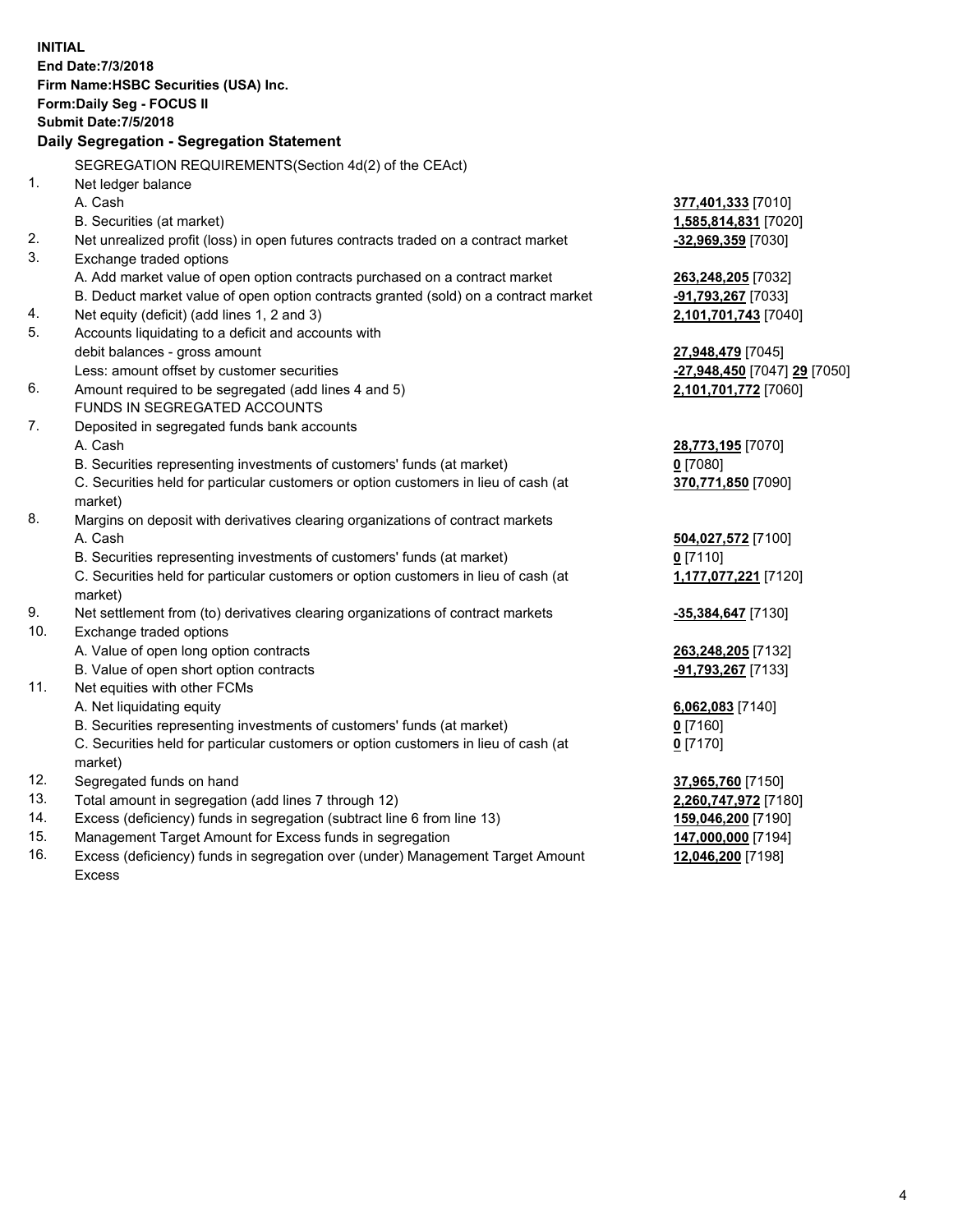**INITIAL**
**End Date:7/3/2018**
**Firm Name:HSBC Securities (USA) Inc.**
**Form:Daily Seg - FOCUS II**
**Submit Date:7/5/2018**

## Daily Segregation - Segregation Statement

SEGREGATION REQUIREMENTS(Section 4d(2) of the CEAct)

| | | |
|---|---|---|
| 1. | Net ledger balance | |
| | A. Cash | **377,401,333** [7010] |
| | B. Securities (at market) | **1,585,814,831** [7020] |
| 2. | Net unrealized profit (loss) in open futures contracts traded on a contract market | **-32,969,359** [7030] |
| 3. | Exchange traded options | |
| | A. Add market value of open option contracts purchased on a contract market | **263,248,205** [7032] |
| | B. Deduct market value of open option contracts granted (sold) on a contract market | **-91,793,267** [7033] |
| 4. | Net equity (deficit) (add lines 1, 2 and 3) | **2,101,701,743** [7040] |
| 5. | Accounts liquidating to a deficit and accounts with debit balances - gross amount | **27,948,479** [7045] |
| | Less: amount offset by customer securities | **-27,948,450** [7047] **29** [7050] |
| 6. | Amount required to be segregated (add lines 4 and 5) | **2,101,701,772** [7060] |
| | FUNDS IN SEGREGATED ACCOUNTS | |
| 7. | Deposited in segregated funds bank accounts | |
| | A. Cash | **28,773,195** [7070] |
| | B. Securities representing investments of customers' funds (at market) | **0** [7080] |
| | C. Securities held for particular customers or option customers in lieu of cash (at market) | **370,771,850** [7090] |
| 8. | Margins on deposit with derivatives clearing organizations of contract markets | |
| | A. Cash | **504,027,572** [7100] |
| | B. Securities representing investments of customers' funds (at market) | **0** [7110] |
| | C. Securities held for particular customers or option customers in lieu of cash (at market) | **1,177,077,221** [7120] |
| 9. | Net settlement from (to) derivatives clearing organizations of contract markets | **-35,384,647** [7130] |
| 10. | Exchange traded options | |
| | A. Value of open long option contracts | **263,248,205** [7132] |
| | B. Value of open short option contracts | **-91,793,267** [7133] |
| 11. | Net equities with other FCMs | |
| | A. Net liquidating equity | **6,062,083** [7140] |
| | B. Securities representing investments of customers' funds (at market) | **0** [7160] |
| | C. Securities held for particular customers or option customers in lieu of cash (at market) | **0** [7170] |
| 12. | Segregated funds on hand | **37,965,760** [7150] |
| 13. | Total amount in segregation (add lines 7 through 12) | **2,260,747,972** [7180] |
| 14. | Excess (deficiency) funds in segregation (subtract line 6 from line 13) | **159,046,200** [7190] |
| 15. | Management Target Amount for Excess funds in segregation | **147,000,000** [7194] |
| 16. | Excess (deficiency) funds in segregation over (under) Management Target Amount Excess | **12,046,200** [7198] |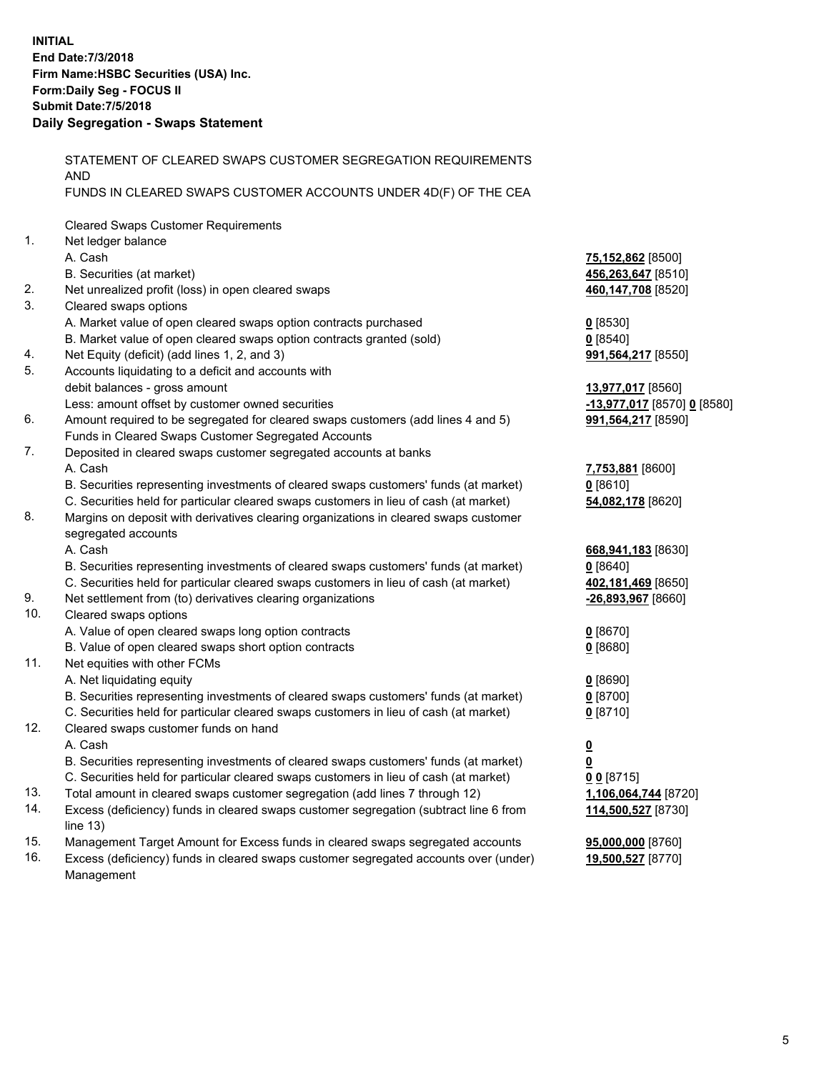**INITIAL**
**End Date:7/3/2018**
**Firm Name:HSBC Securities (USA) Inc.**
**Form:Daily Seg - FOCUS II**
**Submit Date:7/5/2018**
**Daily Segregation - Swaps Statement**

STATEMENT OF CLEARED SWAPS CUSTOMER SEGREGATION REQUIREMENTS AND FUNDS IN CLEARED SWAPS CUSTOMER ACCOUNTS UNDER 4D(F) OF THE CEA

| | | |
|---|---|---|
| | Cleared Swaps Customer Requirements | |
| 1. | Net ledger balance | |
| | A. Cash | **75,152,862** [8500] |
| | B. Securities (at market) | **456,263,647** [8510] |
| 2. | Net unrealized profit (loss) in open cleared swaps | **460,147,708** [8520] |
| 3. | Cleared swaps options | |
| | A. Market value of open cleared swaps option contracts purchased | **0** [8530] |
| | B. Market value of open cleared swaps option contracts granted (sold) | **0** [8540] |
| 4. | Net Equity (deficit) (add lines 1, 2, and 3) | **991,564,217** [8550] |
| 5. | Accounts liquidating to a deficit and accounts with debit balances - gross amount | **13,977,017** [8560] |
| | Less: amount offset by customer owned securities | **-13,977,017** [8570] **0** [8580] |
| 6. | Amount required to be segregated for cleared swaps customers (add lines 4 and 5) | **991,564,217** [8590] |
| | Funds in Cleared Swaps Customer Segregated Accounts | |
| 7. | Deposited in cleared swaps customer segregated accounts at banks | |
| | A. Cash | **7,753,881** [8600] |
| | B. Securities representing investments of cleared swaps customers' funds (at market) | **0** [8610] |
| | C. Securities held for particular cleared swaps customers in lieu of cash (at market) | **54,082,178** [8620] |
| 8. | Margins on deposit with derivatives clearing organizations in cleared swaps customer segregated accounts | |
| | A. Cash | **668,941,183** [8630] |
| | B. Securities representing investments of cleared swaps customers' funds (at market) | **0** [8640] |
| | C. Securities held for particular cleared swaps customers in lieu of cash (at market) | **402,181,469** [8650] |
| 9. | Net settlement from (to) derivatives clearing organizations | **-26,893,967** [8660] |
| 10. | Cleared swaps options | |
| | A. Value of open cleared swaps long option contracts | **0** [8670] |
| | B. Value of open cleared swaps short option contracts | **0** [8680] |
| 11. | Net equities with other FCMs | |
| | A. Net liquidating equity | **0** [8690] |
| | B. Securities representing investments of cleared swaps customers' funds (at market) | **0** [8700] |
| | C. Securities held for particular cleared swaps customers in lieu of cash (at market) | **0** [8710] |
| 12. | Cleared swaps customer funds on hand | |
| | A. Cash | **0** |
| | B. Securities representing investments of cleared swaps customers' funds (at market) | **0** |
| | C. Securities held for particular cleared swaps customers in lieu of cash (at market) | **0** **0** [8715] |
| 13. | Total amount in cleared swaps customer segregation (add lines 7 through 12) | **1,106,064,744** [8720] |
| 14. | Excess (deficiency) funds in cleared swaps customer segregation (subtract line 6 from line 13) | **114,500,527** [8730] |
| 15. | Management Target Amount for Excess funds in cleared swaps segregated accounts | **95,000,000** [8760] |
| 16. | Excess (deficiency) funds in cleared swaps customer segregated accounts over (under) Management | **19,500,527** [8770] |